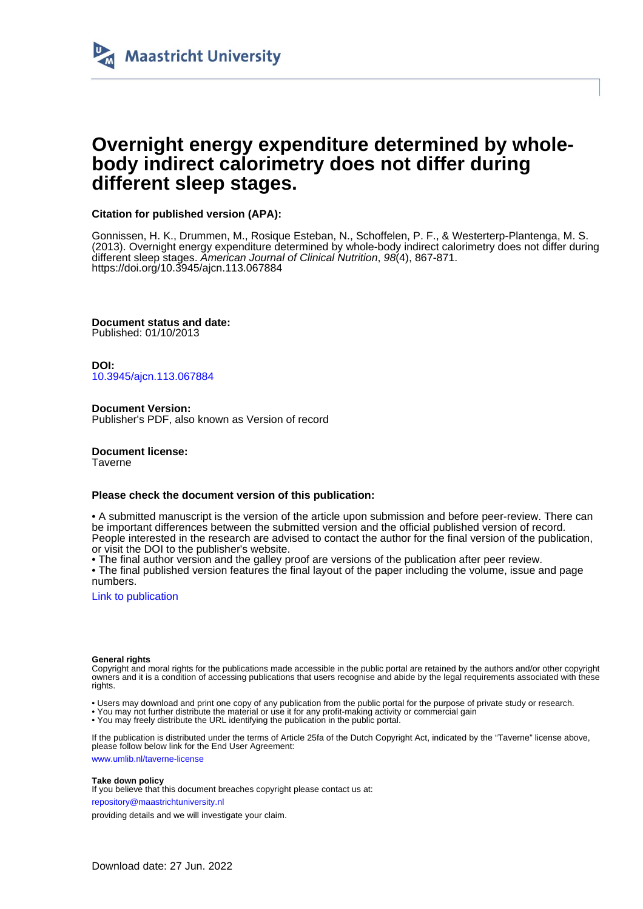Maastricht University

# Overnight energy expenditure determined by whole-body indirect calorimetry does not differ during different sleep stages.

**Citation for published version (APA):**

Gonnissen, H. K., Drummen, M., Rosique Esteban, N., Schoffelen, P. F., & Westerterp-Plantenga, M. S. (2013). Overnight energy expenditure determined by whole-body indirect calorimetry does not differ during different sleep stages. *American Journal of Clinical Nutrition*, *98*(4), 867-871. https://doi.org/10.3945/ajcn.113.067884

**Document status and date:**
Published: 01/10/2013

**DOI:**
10.3945/ajcn.113.067884

**Document Version:**
Publisher's PDF, also known as Version of record

**Document license:**
Taverne

**Please check the document version of this publication:**

• A submitted manuscript is the version of the article upon submission and before peer-review. There can be important differences between the submitted version and the official published version of record. People interested in the research are advised to contact the author for the final version of the publication, or visit the DOI to the publisher's website.
• The final author version and the galley proof are versions of the publication after peer review.
• The final published version features the final layout of the paper including the volume, issue and page numbers.

Link to publication

**General rights**
Copyright and moral rights for the publications made accessible in the public portal are retained by the authors and/or other copyright owners and it is a condition of accessing publications that users recognise and abide by the legal requirements associated with these rights.

• Users may download and print one copy of any publication from the public portal for the purpose of private study or research.
• You may not further distribute the material or use it for any profit-making activity or commercial gain
• You may freely distribute the URL identifying the publication in the public portal.

If the publication is distributed under the terms of Article 25fa of the Dutch Copyright Act, indicated by the "Taverne" license above, please follow below link for the End User Agreement:

www.umlib.nl/taverne-license

**Take down policy**
If you believe that this document breaches copyright please contact us at:

repository@maastrichtuniversity.nl

providing details and we will investigate your claim.

Download date: 27 Jun. 2022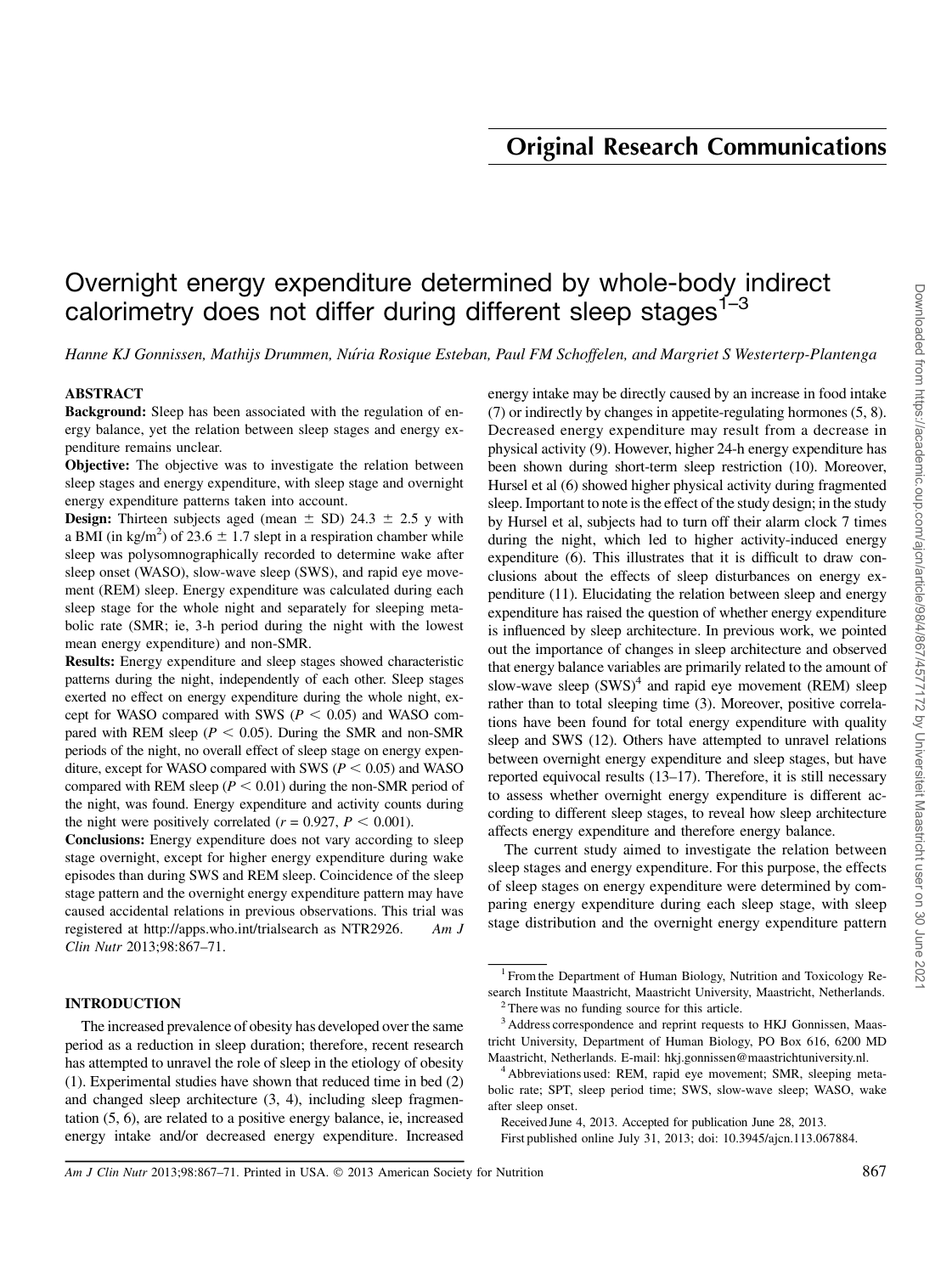# Original Research Communications

# Overnight energy expenditure determined by whole-body indirect calorimetry does not differ during different sleep stages[1–3]

*Hanne KJ Gonnissen, Mathijs Drummen, Núria Rosique Esteban, Paul FM Schoffelen, and Margriet S Westerterp-Plantenga*

## ABSTRACT

**Background:** Sleep has been associated with the regulation of energy balance, yet the relation between sleep stages and energy expenditure remains unclear.

**Objective:** The objective was to investigate the relation between sleep stages and energy expenditure, with sleep stage and overnight energy expenditure patterns taken into account.

**Design:** Thirteen subjects aged (mean ± SD) 24.3 ± 2.5 y with a BMI (in kg/m$^2$) of 23.6 ± 1.7 slept in a respiration chamber while sleep was polysomnographically recorded to determine wake after sleep onset (WASO), slow-wave sleep (SWS), and rapid eye movement (REM) sleep. Energy expenditure was calculated during each sleep stage for the whole night and separately for sleeping metabolic rate (SMR; ie, 3-h period during the night with the lowest mean energy expenditure) and non-SMR.

**Results:** Energy expenditure and sleep stages showed characteristic patterns during the night, independently of each other. Sleep stages exerted no effect on energy expenditure during the whole night, except for WASO compared with SWS ($P < 0.05$) and WASO compared with REM sleep ($P < 0.05$). During the SMR and non-SMR periods of the night, no overall effect of sleep stage on energy expenditure, except for WASO compared with SWS ($P < 0.05$) and WASO compared with REM sleep ($P < 0.01$) during the non-SMR period of the night, was found. Energy expenditure and activity counts during the night were positively correlated ($r = 0.927$, $P < 0.001$).

**Conclusions:** Energy expenditure does not vary according to sleep stage overnight, except for higher energy expenditure during wake episodes than during SWS and REM sleep. Coincidence of the sleep stage pattern and the overnight energy expenditure pattern may have caused accidental relations in previous observations. This trial was registered at http://apps.who.int/trialsearch as NTR2926. *Am J Clin Nutr* 2013;98:867–71.

## INTRODUCTION

The increased prevalence of obesity has developed over the same period as a reduction in sleep duration; therefore, recent research has attempted to unravel the role of sleep in the etiology of obesity (1). Experimental studies have shown that reduced time in bed (2) and changed sleep architecture (3, 4), including sleep fragmentation (5, 6), are related to a positive energy balance, ie, increased energy intake and/or decreased energy expenditure. Increased energy intake may be directly caused by an increase in food intake (7) or indirectly by changes in appetite-regulating hormones (5, 8). Decreased energy expenditure may result from a decrease in physical activity (9). However, higher 24-h energy expenditure has been shown during short-term sleep restriction (10). Moreover, Hursel et al (6) showed higher physical activity during fragmented sleep. Important to note is the effect of the study design; in the study by Hursel et al, subjects had to turn off their alarm clock 7 times during the night, which led to higher activity-induced energy expenditure (6). This illustrates that it is difficult to draw conclusions about the effects of sleep disturbances on energy expenditure (11). Elucidating the relation between sleep and energy expenditure has raised the question of whether energy expenditure is influenced by sleep architecture. In previous work, we pointed out the importance of changes in sleep architecture and observed that energy balance variables are primarily related to the amount of slow-wave sleep (SWS)[4] and rapid eye movement (REM) sleep rather than to total sleeping time (3). Moreover, positive correlations have been found for total energy expenditure with quality sleep and SWS (12). Others have attempted to unravel relations between overnight energy expenditure and sleep stages, but have reported equivocal results (13–17). Therefore, it is still necessary to assess whether overnight energy expenditure is different according to different sleep stages, to reveal how sleep architecture affects energy expenditure and therefore energy balance.

The current study aimed to investigate the relation between sleep stages and energy expenditure. For this purpose, the effects of sleep stages on energy expenditure were determined by comparing energy expenditure during each sleep stage, with sleep stage distribution and the overnight energy expenditure pattern

---

[1] From the Department of Human Biology, Nutrition and Toxicology Research Institute Maastricht, Maastricht University, Maastricht, Netherlands.

[2] There was no funding source for this article.

[3] Address correspondence and reprint requests to HKJ Gonnissen, Maastricht University, Department of Human Biology, PO Box 616, 6200 MD Maastricht, Netherlands. E-mail: hkj.gonnissen@maastrichtuniversity.nl.

[4] Abbreviations used: REM, rapid eye movement; SMR, sleeping metabolic rate; SPT, sleep period time; SWS, slow-wave sleep; WASO, wake after sleep onset.

Received June 4, 2013. Accepted for publication June 28, 2013.

First published online July 31, 2013; doi: 10.3945/ajcn.113.067884.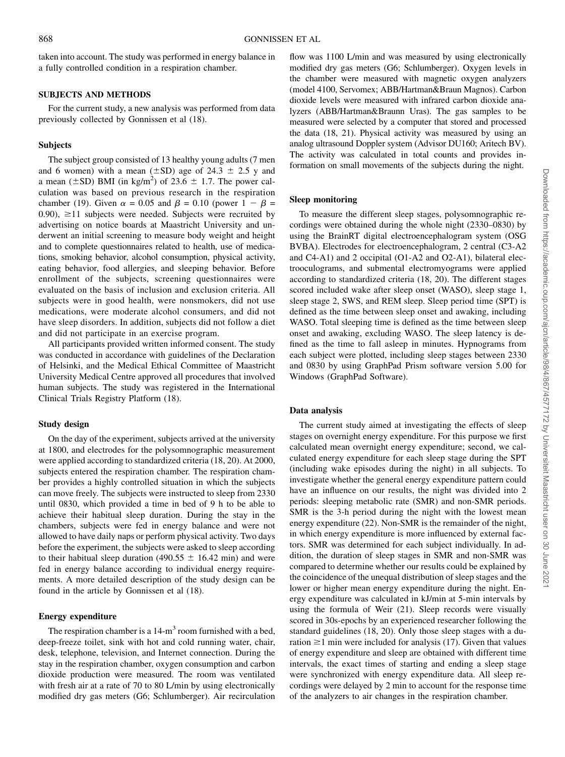taken into account. The study was performed in energy balance in a fully controlled condition in a respiration chamber.

## SUBJECTS AND METHODS

For the current study, a new analysis was performed from data previously collected by Gonnissen et al (18).

### Subjects

The subject group consisted of 13 healthy young adults (7 men and 6 women) with a mean (±SD) age of 24.3 ± 2.5 y and a mean (±SD) BMI (in kg/m$^2$) of 23.6 ± 1.7. The power calculation was based on previous research in the respiration chamber (19). Given $\alpha = 0.05$ and $\beta = 0.10$ (power $1 - \beta = 0.90$), ≥11 subjects were needed. Subjects were recruited by advertising on notice boards at Maastricht University and underwent an initial screening to measure body weight and height and to complete questionnaires related to health, use of medications, smoking behavior, alcohol consumption, physical activity, eating behavior, food allergies, and sleeping behavior. Before enrollment of the subjects, screening questionnaires were evaluated on the basis of inclusion and exclusion criteria. All subjects were in good health, were nonsmokers, did not use medications, were moderate alcohol consumers, and did not have sleep disorders. In addition, subjects did not follow a diet and did not participate in an exercise program.

All participants provided written informed consent. The study was conducted in accordance with guidelines of the Declaration of Helsinki, and the Medical Ethical Committee of Maastricht University Medical Centre approved all procedures that involved human subjects. The study was registered in the International Clinical Trials Registry Platform (18).

### Study design

On the day of the experiment, subjects arrived at the university at 1800, and electrodes for the polysomnographic measurement were applied according to standardized criteria (18, 20). At 2000, subjects entered the respiration chamber. The respiration chamber provides a highly controlled situation in which the subjects can move freely. The subjects were instructed to sleep from 2330 until 0830, which provided a time in bed of 9 h to be able to achieve their habitual sleep duration. During the stay in the chambers, subjects were fed in energy balance and were not allowed to have daily naps or perform physical activity. Two days before the experiment, the subjects were asked to sleep according to their habitual sleep duration (490.55 ± 16.42 min) and were fed in energy balance according to individual energy requirements. A more detailed description of the study design can be found in the article by Gonnissen et al (18).

### Energy expenditure

The respiration chamber is a 14-m$^3$ room furnished with a bed, deep-freeze toilet, sink with hot and cold running water, chair, desk, telephone, television, and Internet connection. During the stay in the respiration chamber, oxygen consumption and carbon dioxide production were measured. The room was ventilated with fresh air at a rate of 70 to 80 L/min by using electronically modified dry gas meters (G6; Schlumberger). Air recirculation flow was 1100 L/min and was measured by using electronically modified dry gas meters (G6; Schlumberger). Oxygen levels in the chamber were measured with magnetic oxygen analyzers (model 4100, Servomex; ABB/Hartman&Braun Magnos). Carbon dioxide levels were measured with infrared carbon dioxide analyzers (ABB/Hartman&Braunn Uras). The gas samples to be measured were selected by a computer that stored and processed the data (18, 21). Physical activity was measured by using an analog ultrasound Doppler system (Advisor DU160; Aritech BV). The activity was calculated in total counts and provides information on small movements of the subjects during the night.

### Sleep monitoring

To measure the different sleep stages, polysomnographic recordings were obtained during the whole night (2330–0830) by using the BrainRT digital electroencephalogram system (OSG BVBA). Electrodes for electroencephalogram, 2 central (C3-A2 and C4-A1) and 2 occipital (O1-A2 and O2-A1), bilateral electrooculograms, and submental electromyograms were applied according to standardized criteria (18, 20). The different stages scored included wake after sleep onset (WASO), sleep stage 1, sleep stage 2, SWS, and REM sleep. Sleep period time (SPT) is defined as the time between sleep onset and awaking, including WASO. Total sleeping time is defined as the time between sleep onset and awaking, excluding WASO. The sleep latency is defined as the time to fall asleep in minutes. Hypnograms from each subject were plotted, including sleep stages between 2330 and 0830 by using GraphPad Prism software version 5.00 for Windows (GraphPad Software).

### Data analysis

The current study aimed at investigating the effects of sleep stages on overnight energy expenditure. For this purpose we first calculated mean overnight energy expenditure; second, we calculated energy expenditure for each sleep stage during the SPT (including wake episodes during the night) in all subjects. To investigate whether the general energy expenditure pattern could have an influence on our results, the night was divided into 2 periods: sleeping metabolic rate (SMR) and non-SMR periods. SMR is the 3-h period during the night with the lowest mean energy expenditure (22). Non-SMR is the remainder of the night, in which energy expenditure is more influenced by external factors. SMR was determined for each subject individually. In addition, the duration of sleep stages in SMR and non-SMR was compared to determine whether our results could be explained by the coincidence of the unequal distribution of sleep stages and the lower or higher mean energy expenditure during the night. Energy expenditure was calculated in kJ/min at 5-min intervals by using the formula of Weir (21). Sleep records were visually scored in 30s-epochs by an experienced researcher following the standard guidelines (18, 20). Only those sleep stages with a duration ≥1 min were included for analysis (17). Given that values of energy expenditure and sleep are obtained with different time intervals, the exact times of starting and ending a sleep stage were synchronized with energy expenditure data. All sleep recordings were delayed by 2 min to account for the response time of the analyzers to air changes in the respiration chamber.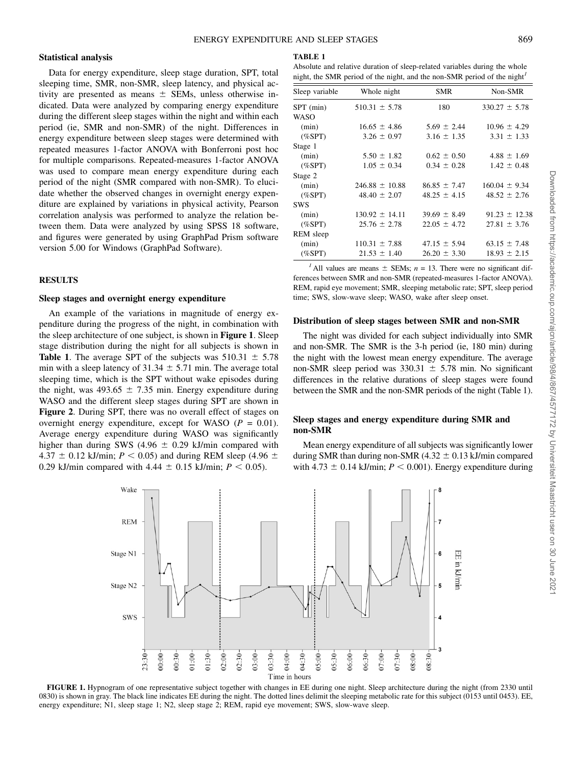### Statistical analysis

Data for energy expenditure, sleep stage duration, SPT, total sleeping time, SMR, non-SMR, sleep latency, and physical activity are presented as means ± SEMs, unless otherwise indicated. Data were analyzed by comparing energy expenditure during the different sleep stages within the night and within each period (ie, SMR and non-SMR) of the night. Differences in energy expenditure between sleep stages were determined with repeated measures 1-factor ANOVA with Bonferroni post hoc for multiple comparisons. Repeated-measures 1-factor ANOVA was used to compare mean energy expenditure during each period of the night (SMR compared with non-SMR). To elucidate whether the observed changes in overnight energy expenditure are explained by variations in physical activity, Pearson correlation analysis was performed to analyze the relation between them. Data were analyzed by using SPSS 18 software, and figures were generated by using GraphPad Prism software version 5.00 for Windows (GraphPad Software).

## RESULTS

### Sleep stages and overnight energy expenditure

An example of the variations in magnitude of energy expenditure during the progress of the night, in combination with the sleep architecture of one subject, is shown in **Figure 1**. Sleep stage distribution during the night for all subjects is shown in **Table 1**. The average SPT of the subjects was 510.31 ± 5.78 min with a sleep latency of 31.34 ± 5.71 min. The average total sleeping time, which is the SPT without wake episodes during the night, was 493.65 ± 7.35 min. Energy expenditure during WASO and the different sleep stages during SPT are shown in **Figure 2**. During SPT, there was no overall effect of stages on overnight energy expenditure, except for WASO ($P$ = 0.01). Average energy expenditure during WASO was significantly higher than during SWS (4.96 ± 0.29 kJ/min compared with 4.37 ± 0.12 kJ/min; $P < 0.05$) and during REM sleep (4.96 ± 0.29 kJ/min compared with 4.44 ± 0.15 kJ/min; $P < 0.05$).

**TABLE 1**

Absolute and relative duration of sleep-related variables during the whole night, the SMR period of the night, and the non-SMR period of the night[1]

| Sleep variable | Whole night | SMR | Non-SMR |
|---|---|---|---|
| SPT (min) | 510.31 ± 5.78 | 180 | 330.27 ± 5.78 |
| WASO | | | |
| (min) | 16.65 ± 4.86 | 5.69 ± 2.44 | 10.96 ± 4.29 |
| (%SPT) | 3.26 ± 0.97 | 3.16 ± 1.35 | 3.31 ± 1.33 |
| Stage 1 | | | |
| (min) | 5.50 ± 1.82 | 0.62 ± 0.50 | 4.88 ± 1.69 |
| (%SPT) | 1.05 ± 0.34 | 0.34 ± 0.28 | 1.42 ± 0.48 |
| Stage 2 | | | |
| (min) | 246.88 ± 10.88 | 86.85 ± 7.47 | 160.04 ± 9.34 |
| (%SPT) | 48.40 ± 2.07 | 48.25 ± 4.15 | 48.52 ± 2.76 |
| SWS | | | |
| (min) | 130.92 ± 14.11 | 39.69 ± 8.49 | 91.23 ± 12.38 |
| (%SPT) | 25.76 ± 2.78 | 22.05 ± 4.72 | 27.81 ± 3.76 |
| REM sleep | | | |
| (min) | 110.31 ± 7.88 | 47.15 ± 5.94 | 63.15 ± 7.48 |
| (%SPT) | 21.53 ± 1.40 | 26.20 ± 3.30 | 18.93 ± 2.15 |

[1] All values are means ± SEMs; $n$ = 13. There were no significant differences between SMR and non-SMR (repeated-measures 1-factor ANOVA). REM, rapid eye movement; SMR, sleeping metabolic rate; SPT, sleep period time; SWS, slow-wave sleep; WASO, wake after sleep onset.

### Distribution of sleep stages between SMR and non-SMR

The night was divided for each subject individually into SMR and non-SMR. The SMR is the 3-h period (ie, 180 min) during the night with the lowest mean energy expenditure. The average non-SMR sleep period was 330.31 ± 5.78 min. No significant differences in the relative durations of sleep stages were found between the SMR and the non-SMR periods of the night (Table 1).

### Sleep stages and energy expenditure during SMR and non-SMR

Mean energy expenditure of all subjects was significantly lower during SMR than during non-SMR (4.32 ± 0.13 kJ/min compared with 4.73 ± 0.14 kJ/min; $P < 0.001$). Energy expenditure during

**FIGURE 1.** Hypnogram of one representative subject together with changes in EE during one night. Sleep architecture during the night (from 2330 until 0830) is shown in gray. The black line indicates EE during the night. The dotted lines delimit the sleeping metabolic rate for this subject (0153 until 0453). EE, energy expenditure; N1, sleep stage 1; N2, sleep stage 2; REM, rapid eye movement; SWS, slow-wave sleep.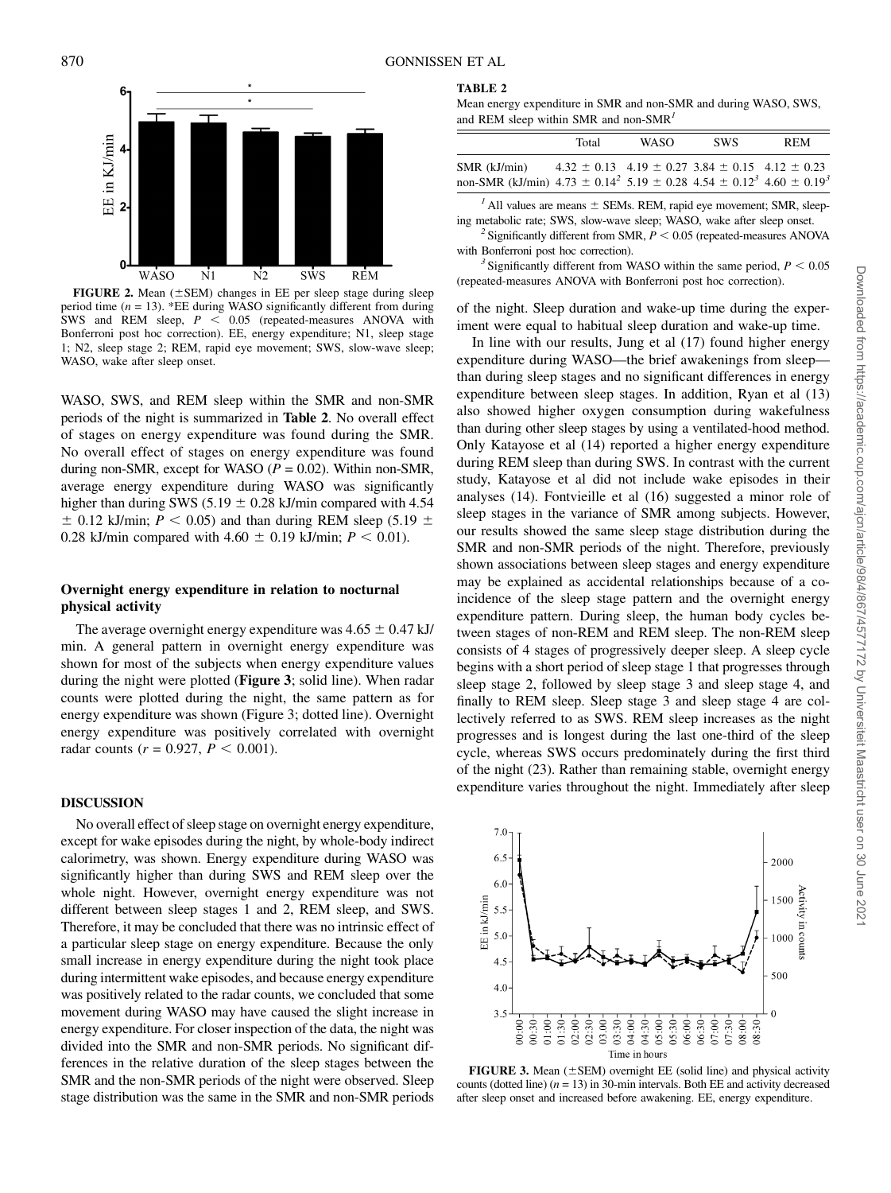**FIGURE 2.** Mean (±SEM) changes in EE per sleep stage during sleep period time ($n$ = 13). *EE during WASO significantly different from during SWS and REM sleep, $P < 0.05$ (repeated-measures ANOVA with Bonferroni post hoc correction). EE, energy expenditure; N1, sleep stage 1; N2, sleep stage 2; REM, rapid eye movement; SWS, slow-wave sleep; WASO, wake after sleep onset.

WASO, SWS, and REM sleep within the SMR and non-SMR periods of the night is summarized in **Table 2**. No overall effect of stages on energy expenditure was found during the SMR. No overall effect of stages on energy expenditure was found during non-SMR, except for WASO ($P$ = 0.02). Within non-SMR, average energy expenditure during WASO was significantly higher than during SWS (5.19 ± 0.28 kJ/min compared with 4.54 ± 0.12 kJ/min; $P < 0.05$) and than during REM sleep (5.19 ± 0.28 kJ/min compared with 4.60 ± 0.19 kJ/min; $P < 0.01$).

### Overnight energy expenditure in relation to nocturnal physical activity

The average overnight energy expenditure was 4.65 ± 0.47 kJ/min. A general pattern in overnight energy expenditure was shown for most of the subjects when energy expenditure values during the night were plotted (**Figure 3**; solid line). When radar counts were plotted during the night, the same pattern as for energy expenditure was shown (Figure 3; dotted line). Overnight energy expenditure was positively correlated with overnight radar counts ($r$ = 0.927, $P < 0.001$).

## DISCUSSION

No overall effect of sleep stage on overnight energy expenditure, except for wake episodes during the night, by whole-body indirect calorimetry, was shown. Energy expenditure during WASO was significantly higher than during SWS and REM sleep over the whole night. However, overnight energy expenditure was not different between sleep stages 1 and 2, REM sleep, and SWS. Therefore, it may be concluded that there was no intrinsic effect of a particular sleep stage on energy expenditure. Because the only small increase in energy expenditure during the night took place during intermittent wake episodes, and because energy expenditure was positively related to the radar counts, we concluded that some movement during WASO may have caused the slight increase in energy expenditure. For closer inspection of the data, the night was divided into the SMR and non-SMR periods. No significant differences in the relative duration of the sleep stages between the SMR and the non-SMR periods of the night were observed. Sleep stage distribution was the same in the SMR and non-SMR periods of the night. Sleep duration and wake-up time during the experiment were equal to habitual sleep duration and wake-up time.

**TABLE 2**

Mean energy expenditure in SMR and non-SMR and during WASO, SWS, and REM sleep within SMR and non-SMR[1]

| | Total | WASO | SWS | REM |
|---|---|---|---|---|
| SMR (kJ/min) | 4.32 ± 0.13 | 4.19 ± 0.27 | 3.84 ± 0.15 | 4.12 ± 0.23 |
| non-SMR (kJ/min) | 4.73 ± 0.14[2] | 5.19 ± 0.28 | 4.54 ± 0.12[3] | 4.60 ± 0.19[3] |

[1] All values are means ± SEMs. REM, rapid eye movement; SMR, sleeping metabolic rate; SWS, slow-wave sleep; WASO, wake after sleep onset.

[2] Significantly different from SMR, $P < 0.05$ (repeated-measures ANOVA with Bonferroni post hoc correction).

[3] Significantly different from WASO within the same period, $P < 0.05$ (repeated-measures ANOVA with Bonferroni post hoc correction).

In line with our results, Jung et al (17) found higher energy expenditure during WASO—the brief awakenings from sleep—than during sleep stages and no significant differences in energy expenditure between sleep stages. In addition, Ryan et al (13) also showed higher oxygen consumption during wakefulness than during other sleep stages by using a ventilated-hood method. Only Katayose et al (14) reported a higher energy expenditure during REM sleep than during SWS. In contrast with the current study, Katayose et al did not include wake episodes in their analyses (14). Fontvieille et al (16) suggested a minor role of sleep stages in the variance of SMR among subjects. However, our results showed the same sleep stage distribution during the SMR and non-SMR periods of the night. Therefore, previously shown associations between sleep stages and energy expenditure may be explained as accidental relationships because of a coincidence of the sleep stage pattern and the overnight energy expenditure pattern. During sleep, the human body cycles between stages of non-REM and REM sleep. The non-REM sleep consists of 4 stages of progressively deeper sleep. A sleep cycle begins with a short period of sleep stage 1 that progresses through sleep stage 2, followed by sleep stage 3 and sleep stage 4, and finally to REM sleep. Sleep stage 3 and sleep stage 4 are collectively referred to as SWS. REM sleep increases as the night progresses and is longest during the last one-third of the sleep cycle, whereas SWS occurs predominately during the first third of the night (23). Rather than remaining stable, overnight energy expenditure varies throughout the night. Immediately after sleep

**FIGURE 3.** Mean (±SEM) overnight EE (solid line) and physical activity counts (dotted line) ($n$ = 13) in 30-min intervals. Both EE and activity decreased after sleep onset and increased before awakening. EE, energy expenditure.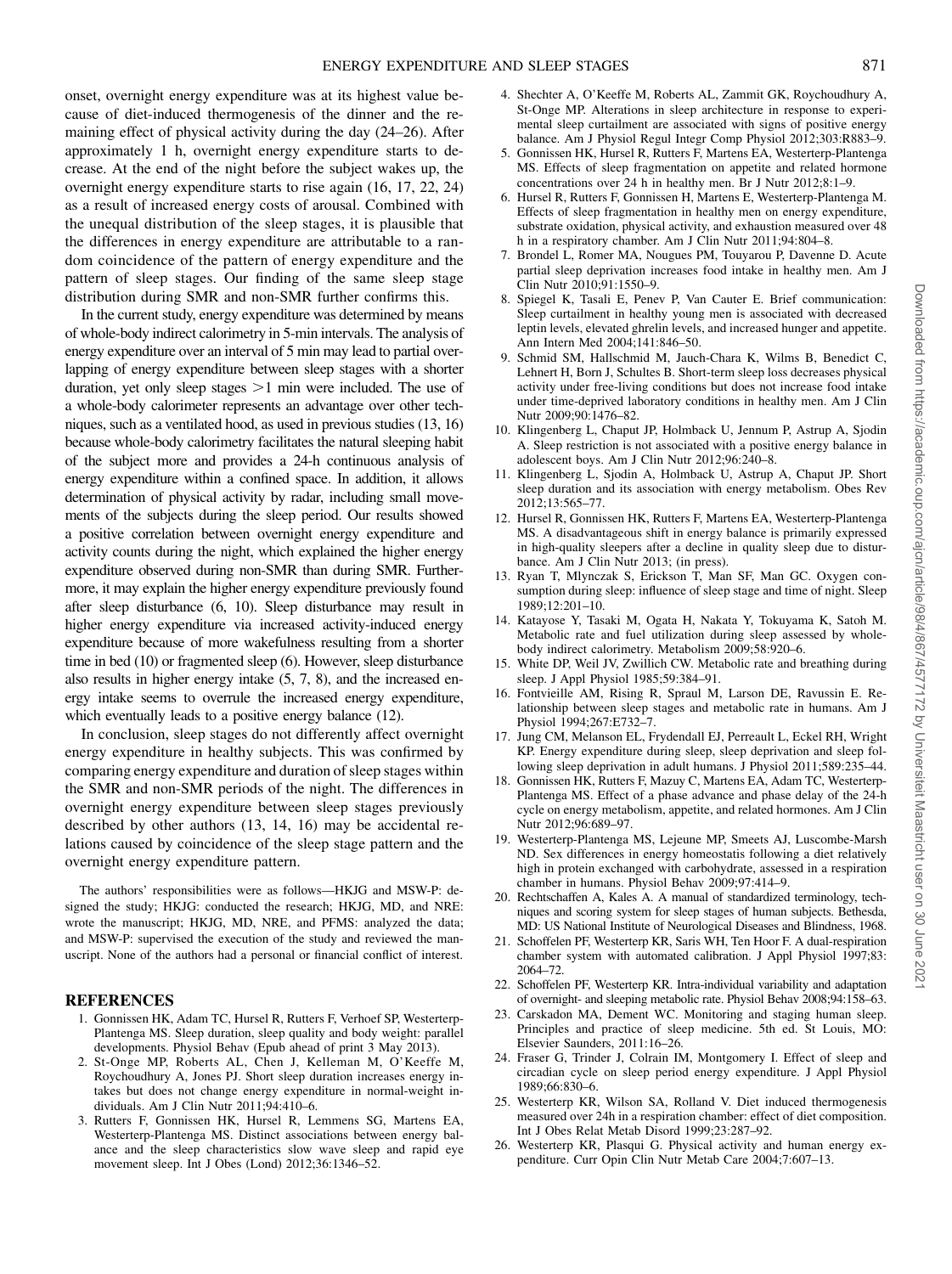onset, overnight energy expenditure was at its highest value because of diet-induced thermogenesis of the dinner and the remaining effect of physical activity during the day (24–26). After approximately 1 h, overnight energy expenditure starts to decrease. At the end of the night before the subject wakes up, the overnight energy expenditure starts to rise again (16, 17, 22, 24) as a result of increased energy costs of arousal. Combined with the unequal distribution of the sleep stages, it is plausible that the differences in energy expenditure are attributable to a random coincidence of the pattern of energy expenditure and the pattern of sleep stages. Our finding of the same sleep stage distribution during SMR and non-SMR further confirms this.

In the current study, energy expenditure was determined by means of whole-body indirect calorimetry in 5-min intervals. The analysis of energy expenditure over an interval of 5 min may lead to partial overlapping of energy expenditure between sleep stages with a shorter duration, yet only sleep stages >1 min were included. The use of a whole-body calorimeter represents an advantage over other techniques, such as a ventilated hood, as used in previous studies (13, 16) because whole-body calorimetry facilitates the natural sleeping habit of the subject more and provides a 24-h continuous analysis of energy expenditure within a confined space. In addition, it allows determination of physical activity by radar, including small movements of the subjects during the sleep period. Our results showed a positive correlation between overnight energy expenditure and activity counts during the night, which explained the higher energy expenditure observed during non-SMR than during SMR. Furthermore, it may explain the higher energy expenditure previously found after sleep disturbance (6, 10). Sleep disturbance may result in higher energy expenditure via increased activity-induced energy expenditure because of more wakefulness resulting from a shorter time in bed (10) or fragmented sleep (6). However, sleep disturbance also results in higher energy intake (5, 7, 8), and the increased energy intake seems to overrule the increased energy expenditure, which eventually leads to a positive energy balance (12).

In conclusion, sleep stages do not differently affect overnight energy expenditure in healthy subjects. This was confirmed by comparing energy expenditure and duration of sleep stages within the SMR and non-SMR periods of the night. The differences in overnight energy expenditure between sleep stages previously described by other authors (13, 14, 16) may be accidental relations caused by coincidence of the sleep stage pattern and the overnight energy expenditure pattern.

The authors' responsibilities were as follows—HKJG and MSW-P: designed the study; HKJG: conducted the research; HKJG, MD, and NRE: wrote the manuscript; HKJG, MD, NRE, and PFMS: analyzed the data; and MSW-P: supervised the execution of the study and reviewed the manuscript. None of the authors had a personal or financial conflict of interest.

## REFERENCES

1. Gonnissen HK, Adam TC, Hursel R, Rutters F, Verhoef SP, Westerterp-Plantenga MS. Sleep duration, sleep quality and body weight: parallel developments. Physiol Behav (Epub ahead of print 3 May 2013).
2. St-Onge MP, Roberts AL, Chen J, Kelleman M, O'Keeffe M, Roychoudhury A, Jones PJ. Short sleep duration increases energy intakes but does not change energy expenditure in normal-weight individuals. Am J Clin Nutr 2011;94:410–6.
3. Rutters F, Gonnissen HK, Hursel R, Lemmens SG, Martens EA, Westerterp-Plantenga MS. Distinct associations between energy balance and the sleep characteristics slow wave sleep and rapid eye movement sleep. Int J Obes (Lond) 2012;36:1346–52.
4. Shechter A, O'Keeffe M, Roberts AL, Zammit GK, Roychoudhury A, St-Onge MP. Alterations in sleep architecture in response to experimental sleep curtailment are associated with signs of positive energy balance. Am J Physiol Regul Integr Comp Physiol 2012;303:R883–9.
5. Gonnissen HK, Hursel R, Rutters F, Martens EA, Westerterp-Plantenga MS. Effects of sleep fragmentation on appetite and related hormone concentrations over 24 h in healthy men. Br J Nutr 2012;8:1–9.
6. Hursel R, Rutters F, Gonnissen H, Martens E, Westerterp-Plantenga M. Effects of sleep fragmentation in healthy men on energy expenditure, substrate oxidation, physical activity, and exhaustion measured over 48 h in a respiratory chamber. Am J Clin Nutr 2011;94:804–8.
7. Brondel L, Romer MA, Nougues PM, Touyarou P, Davenne D. Acute partial sleep deprivation increases food intake in healthy men. Am J Clin Nutr 2010;91:1550–9.
8. Spiegel K, Tasali E, Penev P, Van Cauter E. Brief communication: Sleep curtailment in healthy young men is associated with decreased leptin levels, elevated ghrelin levels, and increased hunger and appetite. Ann Intern Med 2004;141:846–50.
9. Schmid SM, Hallschmid M, Jauch-Chara K, Wilms B, Benedict C, Lehnert H, Born J, Schultes B. Short-term sleep loss decreases physical activity under free-living conditions but does not increase food intake under time-deprived laboratory conditions in healthy men. Am J Clin Nutr 2009;90:1476–82.
10. Klingenberg L, Chaput JP, Holmback U, Jennum P, Astrup A, Sjodin A. Sleep restriction is not associated with a positive energy balance in adolescent boys. Am J Clin Nutr 2012;96:240–8.
11. Klingenberg L, Sjodin A, Holmback U, Astrup A, Chaput JP. Short sleep duration and its association with energy metabolism. Obes Rev 2012;13:565–77.
12. Hursel R, Gonnissen HK, Rutters F, Martens EA, Westerterp-Plantenga MS. A disadvantageous shift in energy balance is primarily expressed in high-quality sleepers after a decline in quality sleep due to disturbance. Am J Clin Nutr 2013; (in press).
13. Ryan T, Mlynczak S, Erickson T, Man SF, Man GC. Oxygen consumption during sleep: influence of sleep stage and time of night. Sleep 1989;12:201–10.
14. Katayose Y, Tasaki M, Ogata H, Nakata Y, Tokuyama K, Satoh M. Metabolic rate and fuel utilization during sleep assessed by whole-body indirect calorimetry. Metabolism 2009;58:920–6.
15. White DP, Weil JV, Zwillich CW. Metabolic rate and breathing during sleep. J Appl Physiol 1985;59:384–91.
16. Fontvieille AM, Rising R, Spraul M, Larson DE, Ravussin E. Relationship between sleep stages and metabolic rate in humans. Am J Physiol 1994;267:E732–7.
17. Jung CM, Melanson EL, Frydendall EJ, Perreault L, Eckel RH, Wright KP. Energy expenditure during sleep, sleep deprivation and sleep following sleep deprivation in adult humans. J Physiol 2011;589:235–44.
18. Gonnissen HK, Rutters F, Mazuy C, Martens EA, Adam TC, Westerterp-Plantenga MS. Effect of a phase advance and phase delay of the 24-h cycle on energy metabolism, appetite, and related hormones. Am J Clin Nutr 2012;96:689–97.
19. Westerterp-Plantenga MS, Lejeune MP, Smeets AJ, Luscombe-Marsh ND. Sex differences in energy homeostatis following a diet relatively high in protein exchanged with carbohydrate, assessed in a respiration chamber in humans. Physiol Behav 2009;97:414–9.
20. Rechtschaffen A, Kales A. A manual of standardized terminology, techniques and scoring system for sleep stages of human subjects. Bethesda, MD: US National Institute of Neurological Diseases and Blindness, 1968.
21. Schoffelen PF, Westerterp KR, Saris WH, Ten Hoor F. A dual-respiration chamber system with automated calibration. J Appl Physiol 1997;83: 2064–72.
22. Schoffelen PF, Westerterp KR. Intra-individual variability and adaptation of overnight- and sleeping metabolic rate. Physiol Behav 2008;94:158–63.
23. Carskadon MA, Dement WC. Monitoring and staging human sleep. Principles and practice of sleep medicine. 5th ed. St Louis, MO: Elsevier Saunders, 2011:16–26.
24. Fraser G, Trinder J, Colrain IM, Montgomery I. Effect of sleep and circadian cycle on sleep period energy expenditure. J Appl Physiol 1989;66:830–6.
25. Westerterp KR, Wilson SA, Rolland V. Diet induced thermogenesis measured over 24h in a respiration chamber: effect of diet composition. Int J Obes Relat Metab Disord 1999;23:287–92.
26. Westerterp KR, Plasqui G. Physical activity and human energy expenditure. Curr Opin Clin Nutr Metab Care 2004;7:607–13.